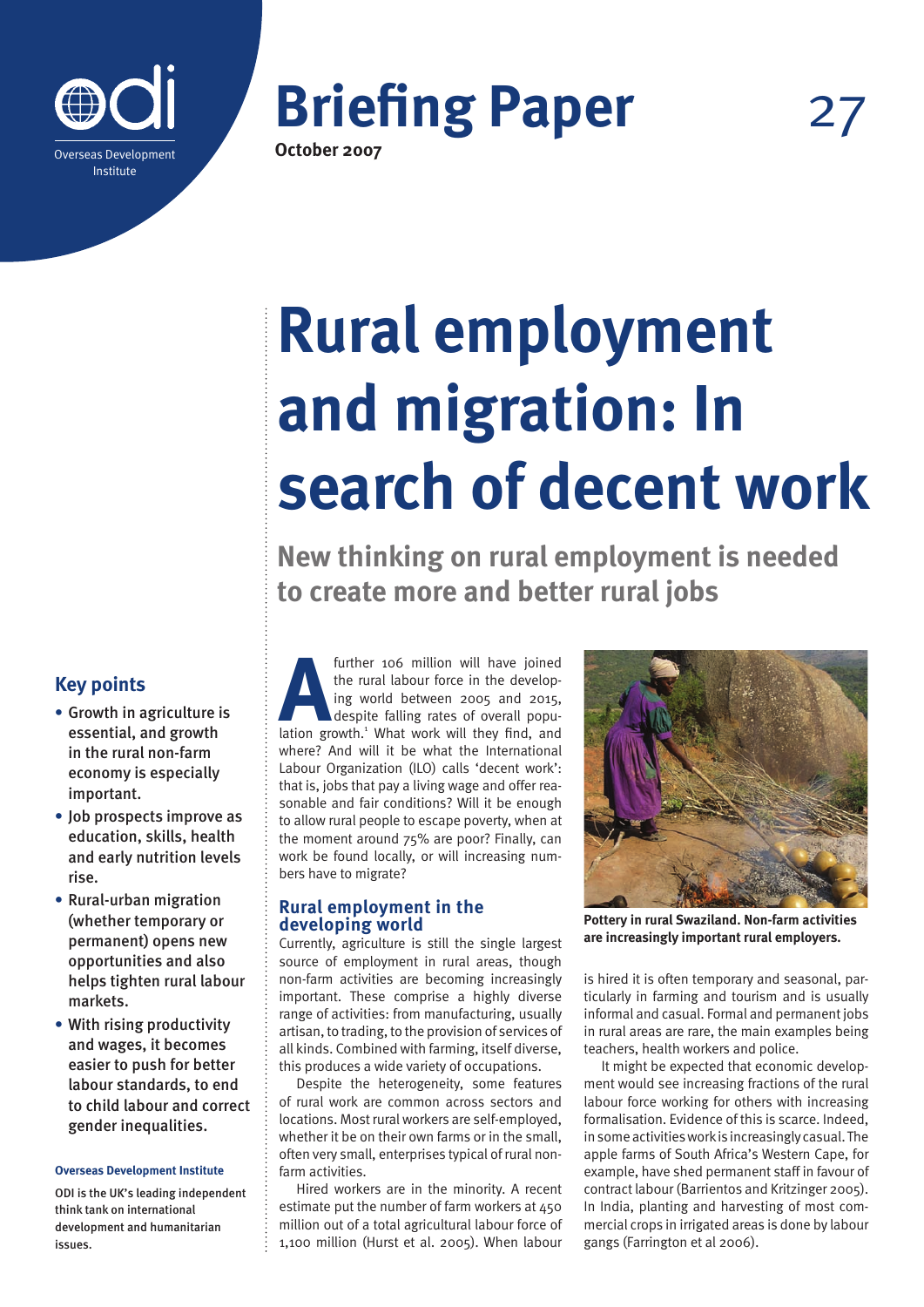Overseas Development Institute

# Briefing Paper 27

**October 2007**

# Rural employment and migration: In search of decent work

## New thinking on rural employment is needed to create more and better rural jobs

### Key points

- Growth in agriculture is essential, and growth in the rural non-farm economy is especially important.
- Job prospects improve as education, skills, health and early nutrition levels rise.
- Rural-urban migration (whether temporary or permanent) opens new opportunities and also helps tighten rural labour markets.
- With rising productivity and wages, it becomes easier to push for better labour standards, to end to child labour and correct gender inequalities.

**Overseas Development Institute**

ODI is the UK's leading independent think tank on international development and humanitarian issues.

A further 106 million will have joined the rural labour force in the developing world between 2005 and 2015, despite falling rates of overall population growth.[1] What work will they find, and where? And will it be what the International Labour Organization (ILO) calls 'decent work': that is, jobs that pay a living wage and offer reasonable and fair conditions? Will it be enough to allow rural people to escape poverty, when at the moment around 75% are poor? Finally, can work be found locally, or will increasing numbers have to migrate?

### Rural employment in the developing world

Currently, agriculture is still the single largest source of employment in rural areas, though non-farm activities are becoming increasingly important. These comprise a highly diverse range of activities: from manufacturing, usually artisan, to trading, to the provision of services of all kinds. Combined with farming, itself diverse, this produces a wide variety of occupations.

Despite the heterogeneity, some features of rural work are common across sectors and locations. Most rural workers are self-employed, whether it be on their own farms or in the small, often very small, enterprises typical of rural non-farm activities.

Hired workers are in the minority. A recent estimate put the number of farm workers at 450 million out of a total agricultural labour force of 1,100 million (Hurst et al. 2005). When labour is hired it is often temporary and seasonal, particularly in farming and tourism and is usually informal and casual. Formal and permanent jobs in rural areas are rare, the main examples being teachers, health workers and police.

**Pottery in rural Swaziland. Non-farm activities are increasingly important rural employers.**

It might be expected that economic development would see increasing fractions of the rural labour force working for others with increasing formalisation. Evidence of this is scarce. Indeed, in some activities work is increasingly casual. The apple farms of South Africa's Western Cape, for example, have shed permanent staff in favour of contract labour (Barrientos and Kritzinger 2005). In India, planting and harvesting of most commercial crops in irrigated areas is done by labour gangs (Farrington et al 2006).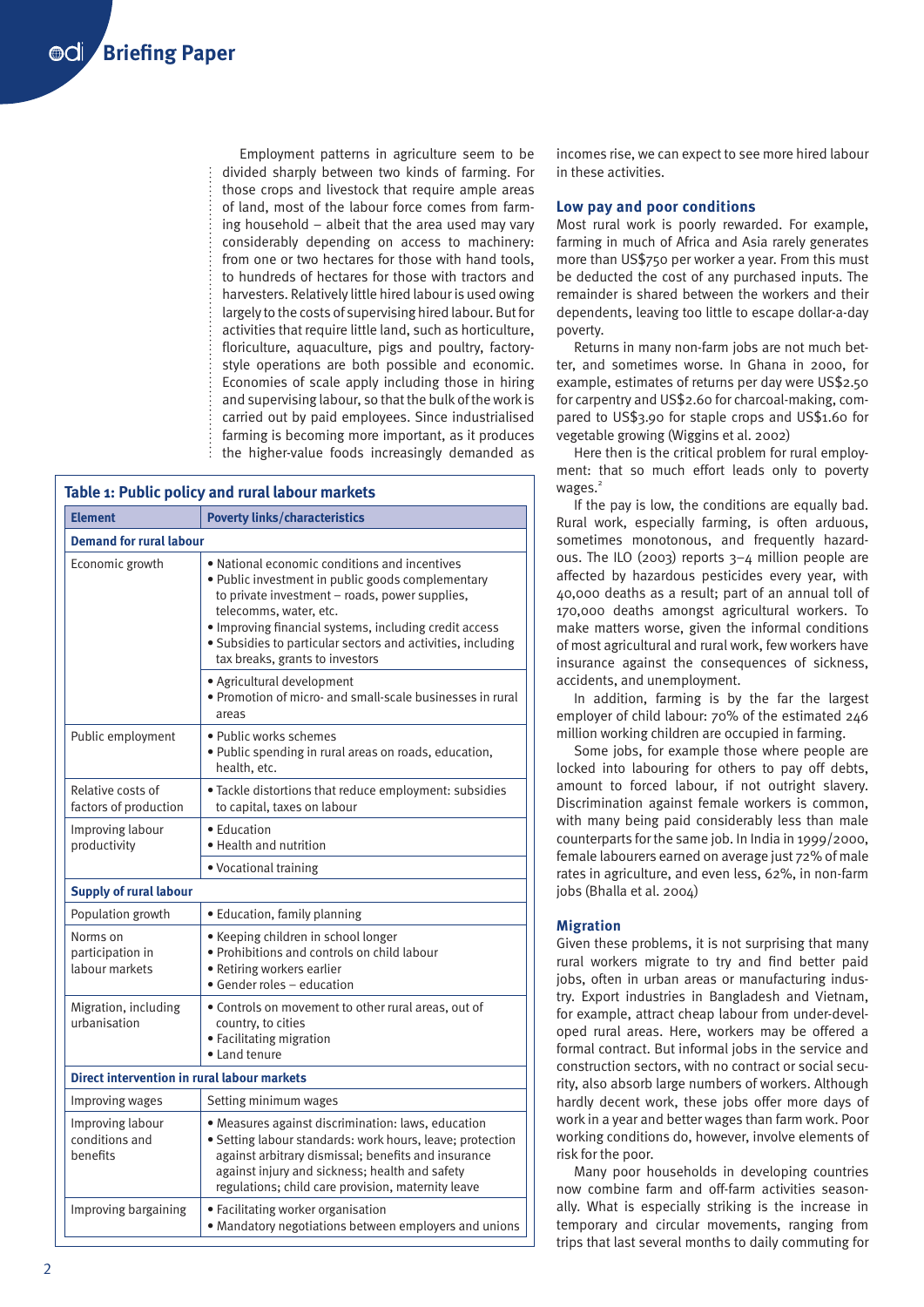Employment patterns in agriculture seem to be divided sharply between two kinds of farming. For those crops and livestock that require ample areas of land, most of the labour force comes from farming household – albeit that the area used may vary considerably depending on access to machinery: from one or two hectares for those with hand tools, to hundreds of hectares for those with tractors and harvesters. Relatively little hired labour is used owing largely to the costs of supervising hired labour. But for activities that require little land, such as horticulture, floriculture, aquaculture, pigs and poultry, factory-style operations are both possible and economic. Economies of scale apply including those in hiring and supervising labour, so that the bulk of the work is carried out by paid employees. Since industrialised farming is becoming more important, as it produces the higher-value foods increasingly demanded as incomes rise, we can expect to see more hired labour in these activities.

**Table 1: Public policy and rural labour markets**

| Element | Poverty links/characteristics |
|---|---|
| **Demand for rural labour** | |
| Economic growth | • National economic conditions and incentives<br>• Public investment in public goods complementary to private investment – roads, power supplies, telecomms, water, etc.<br>• Improving financial systems, including credit access<br>• Subsidies to particular sectors and activities, including tax breaks, grants to investors |
| | • Agricultural development<br>• Promotion of micro- and small-scale businesses in rural areas |
| Public employment | • Public works schemes<br>• Public spending in rural areas on roads, education, health, etc. |
| Relative costs of factors of production | • Tackle distortions that reduce employment: subsidies to capital, taxes on labour |
| Improving labour productivity | • Education<br>• Health and nutrition |
| | • Vocational training |
| **Supply of rural labour** | |
| Population growth | • Education, family planning |
| Norms on participation in labour markets | • Keeping children in school longer<br>• Prohibitions and controls on child labour<br>• Retiring workers earlier<br>• Gender roles – education |
| Migration, including urbanisation | • Controls on movement to other rural areas, out of country, to cities<br>• Facilitating migration<br>• Land tenure |
| **Direct intervention in rural labour markets** | |
| Improving wages | Setting minimum wages |
| Improving labour conditions and benefits | • Measures against discrimination: laws, education<br>• Setting labour standards: work hours, leave; protection against arbitrary dismissal; benefits and insurance against injury and sickness; health and safety regulations; child care provision, maternity leave |
| Improving bargaining | • Facilitating worker organisation<br>• Mandatory negotiations between employers and unions |

### Low pay and poor conditions

Most rural work is poorly rewarded. For example, farming in much of Africa and Asia rarely generates more than US$750 per worker a year. From this must be deducted the cost of any purchased inputs. The remainder is shared between the workers and their dependents, leaving too little to escape dollar-a-day poverty.

Returns in many non-farm jobs are not much better, and sometimes worse. In Ghana in 2000, for example, estimates of returns per day were US$2.50 for carpentry and US$2.60 for charcoal-making, compared to US$3.90 for staple crops and US$1.60 for vegetable growing (Wiggins et al. 2002)

Here then is the critical problem for rural employment: that so much effort leads only to poverty wages.[2]

If the pay is low, the conditions are equally bad. Rural work, especially farming, is often arduous, sometimes monotonous, and frequently hazardous. The ILO (2003) reports 3–4 million people are affected by hazardous pesticides every year, with 40,000 deaths as a result; part of an annual toll of 170,000 deaths amongst agricultural workers. To make matters worse, given the informal conditions of most agricultural and rural work, few workers have insurance against the consequences of sickness, accidents, and unemployment.

In addition, farming is by the far the largest employer of child labour: 70% of the estimated 246 million working children are occupied in farming.

Some jobs, for example those where people are locked into labouring for others to pay off debts, amount to forced labour, if not outright slavery. Discrimination against female workers is common, with many being paid considerably less than male counterparts for the same job. In India in 1999/2000, female labourers earned on average just 72% of male rates in agriculture, and even less, 62%, in non-farm jobs (Bhalla et al. 2004)

### Migration

Given these problems, it is not surprising that many rural workers migrate to try and find better paid jobs, often in urban areas or manufacturing industry. Export industries in Bangladesh and Vietnam, for example, attract cheap labour from under-developed rural areas. Here, workers may be offered a formal contract. But informal jobs in the service and construction sectors, with no contract or social security, also absorb large numbers of workers. Although hardly decent work, these jobs offer more days of work in a year and better wages than farm work. Poor working conditions do, however, involve elements of risk for the poor.

Many poor households in developing countries now combine farm and off-farm activities seasonally. What is especially striking is the increase in temporary and circular movements, ranging from trips that last several months to daily commuting for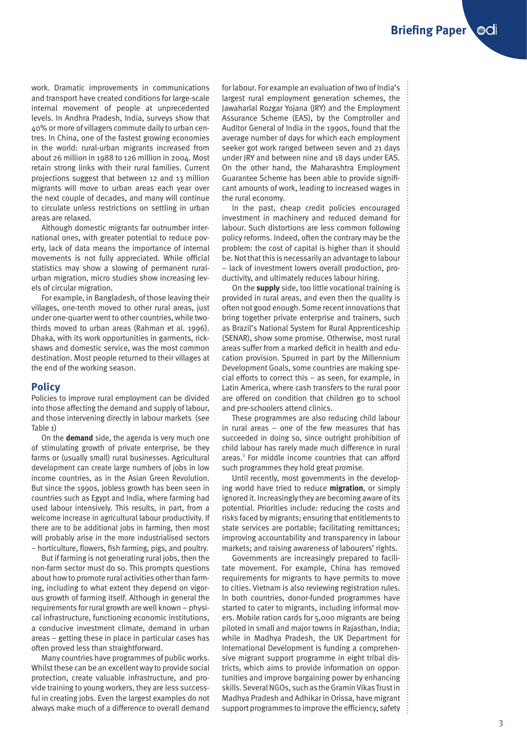work. Dramatic improvements in communications and transport have created conditions for large-scale internal movement of people at unprecedented levels. In Andhra Pradesh, India, surveys show that 40% or more of villagers commute daily to urban centres. In China, one of the fastest growing economies in the world: rural-urban migrants increased from about 26 million in 1988 to 126 million in 2004. Most retain strong links with their rural families. Current projections suggest that between 12 and 13 million migrants will move to urban areas each year over the next couple of decades, and many will continue to circulate unless restrictions on settling in urban areas are relaxed.

Although domestic migrants far outnumber international ones, with greater potential to reduce poverty, lack of data means the importance of internal movements is not fully appreciated. While official statistics may show a slowing of permanent rural-urban migration, micro studies show increasing levels of circular migration.

For example, in Bangladesh, of those leaving their villages, one-tenth moved to other rural areas, just under one-quarter went to other countries, while two-thirds moved to urban areas (Rahman et al. 1996). Dhaka, with its work opportunities in garments, rickshaws and domestic service, was the most common destination. Most people returned to their villages at the end of the working season.

## Policy

Policies to improve rural employment can be divided into those affecting the demand and supply of labour, and those intervening directly in labour markets (see Table 1)

On the **demand** side, the agenda is very much one of stimulating growth of private enterprise, be they farms or (usually small) rural businesses. Agricultural development can create large numbers of jobs in low income countries, as in the Asian Green Revolution. But since the 1990s, jobless growth has been seen in countries such as Egypt and India, where farming had used labour intensively. This results, in part, from a welcome increase in agricultural labour productivity. If there are to be additional jobs in farming, then most will probably arise in the more industrialised sectors – horticulture, flowers, fish farming, pigs, and poultry.

But if farming is not generating rural jobs, then the non-farm sector must do so. This prompts questions about how to promote rural activities other than farming, including to what extent they depend on vigorous growth of farming itself. Although in general the requirements for rural growth are well known – physical infrastructure, functioning economic institutions, a conducive investment climate, demand in urban areas – getting these in place in particular cases has often proved less than straightforward.

Many countries have programmes of public works. Whilst these can be an excellent way to provide social protection, create valuable infrastructure, and provide training to young workers, they are less successful in creating jobs. Even the largest examples do not always make much of a difference to overall demand for labour. For example an evaluation of two of India's largest rural employment generation schemes, the Jawaharlal Rozgar Yojana (JRY) and the Employment Assurance Scheme (EAS), by the Comptroller and Auditor General of India in the 1990s, found that the average number of days for which each employment seeker got work ranged between seven and 21 days under JRY and between nine and 18 days under EAS. On the other hand, the Maharashtra Employment Guarantee Scheme has been able to provide significant amounts of work, leading to increased wages in the rural economy.

In the past, cheap credit policies encouraged investment in machinery and reduced demand for labour. Such distortions are less common following policy reforms. Indeed, often the contrary may be the problem: the cost of capital is higher than it should be. Not that this is necessarily an advantage to labour – lack of investment lowers overall production, productivity, and ultimately reduces labour hiring.

On the **supply** side, too little vocational training is provided in rural areas, and even then the quality is often not good enough. Some recent innovations that bring together private enterprise and trainers, such as Brazil's National System for Rural Apprenticeship (SENAR), show some promise. Otherwise, most rural areas suffer from a marked deficit in health and education provision. Spurred in part by the Millennium Development Goals, some countries are making special efforts to correct this – as seen, for example, in Latin America, where cash transfers to the rural poor are offered on condition that children go to school and pre-schoolers attend clinics.

These programmes are also reducing child labour in rural areas – one of the few measures that has succeeded in doing so, since outright prohibition of child labour has rarely made much difference in rural areas.[3] For middle income countries that can afford such programmes they hold great promise.

Until recently, most governments in the developing world have tried to reduce **migration**, or simply ignored it. Increasingly they are becoming aware of its potential. Priorities include: reducing the costs and risks faced by migrants; ensuring that entitlements to state services are portable; facilitating remittances; improving accountability and transparency in labour markets; and raising awareness of labourers' rights.

Governments are increasingly prepared to facilitate movement. For example, China has removed requirements for migrants to have permits to move to cities. Vietnam is also reviewing registration rules. In both countries, donor-funded programmes have started to cater to migrants, including informal movers. Mobile ration cards for 5,000 migrants are being piloted in small and major towns in Rajasthan, India; while in Madhya Pradesh, the UK Department for International Development is funding a comprehensive migrant support programme in eight tribal districts, which aims to provide information on opportunities and improve bargaining power by enhancing skills. Several NGOs, such as the Gramin Vikas Trust in Madhya Pradesh and Adhikar in Orissa, have migrant support programmes to improve the efficiency, safety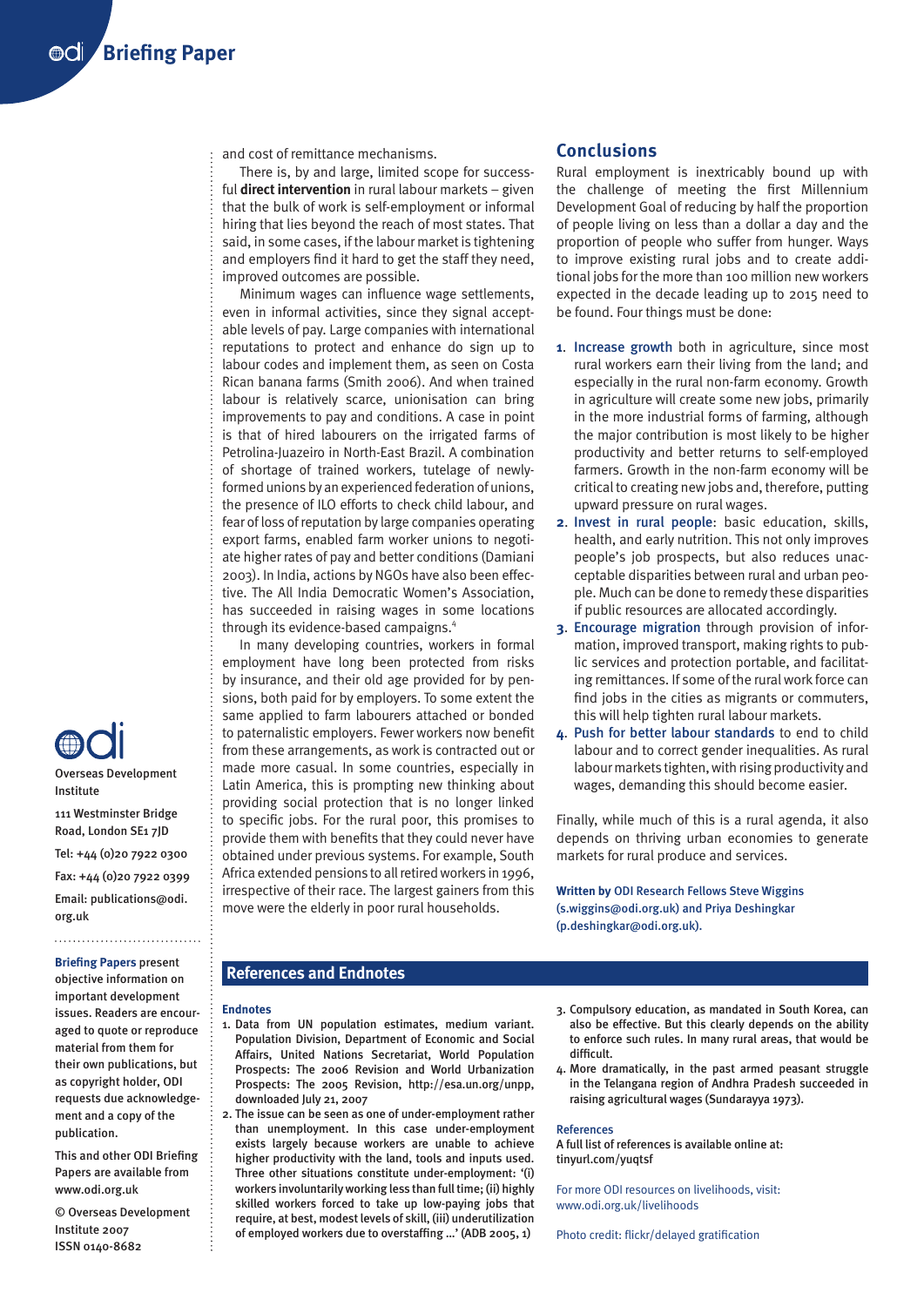and cost of remittance mechanisms.

There is, by and large, limited scope for successful **direct intervention** in rural labour markets – given that the bulk of work is self-employment or informal hiring that lies beyond the reach of most states. That said, in some cases, if the labour market is tightening and employers find it hard to get the staff they need, improved outcomes are possible.

Minimum wages can influence wage settlements, even in informal activities, since they signal acceptable levels of pay. Large companies with international reputations to protect and enhance do sign up to labour codes and implement them, as seen on Costa Rican banana farms (Smith 2006). And when trained labour is relatively scarce, unionisation can bring improvements to pay and conditions. A case in point is that of hired labourers on the irrigated farms of Petrolina-Juazeiro in North-East Brazil. A combination of shortage of trained workers, tutelage of newly-formed unions by an experienced federation of unions, the presence of ILO efforts to check child labour, and fear of loss of reputation by large companies operating export farms, enabled farm worker unions to negotiate higher rates of pay and better conditions (Damiani 2003). In India, actions by NGOs have also been effective. The All India Democratic Women's Association, has succeeded in raising wages in some locations through its evidence-based campaigns.[4]

In many developing countries, workers in formal employment have long been protected from risks by insurance, and their old age provided for by pensions, both paid for by employers. To some extent the same applied to farm labourers attached or bonded to paternalistic employers. Fewer workers now benefit from these arrangements, as work is contracted out or made more casual. In some countries, especially in Latin America, this is prompting new thinking about providing social protection that is no longer linked to specific jobs. For the rural poor, this promises to provide them with benefits that they could never have obtained under previous systems. For example, South Africa extended pensions to all retired workers in 1996, irrespective of their race. The largest gainers from this move were the elderly in poor rural households.

## Conclusions

Rural employment is inextricably bound up with the challenge of meeting the first Millennium Development Goal of reducing by half the proportion of people living on less than a dollar a day and the proportion of people who suffer from hunger. Ways to improve existing rural jobs and to create additional jobs for the more than 100 million new workers expected in the decade leading up to 2015 need to be found. Four things must be done:

1. **Increase growth** both in agriculture, since most rural workers earn their living from the land; and especially in the rural non-farm economy. Growth in agriculture will create some new jobs, primarily in the more industrial forms of farming, although the major contribution is most likely to be higher productivity and better returns to self-employed farmers. Growth in the non-farm economy will be critical to creating new jobs and, therefore, putting upward pressure on rural wages.
2. **Invest in rural people**: basic education, skills, health, and early nutrition. This not only improves people's job prospects, but also reduces unacceptable disparities between rural and urban people. Much can be done to remedy these disparities if public resources are allocated accordingly.
3. **Encourage migration** through provision of information, improved transport, making rights to public services and protection portable, and facilitating remittances. If some of the rural work force can find jobs in the cities as migrants or commuters, this will help tighten rural labour markets.
4. **Push for better labour standards** to end to child labour and to correct gender inequalities. As rural labour markets tighten, with rising productivity and wages, demanding this should become easier.

Finally, while much of this is a rural agenda, it also depends on thriving urban economies to generate markets for rural produce and services.

**Written by** ODI Research Fellows Steve Wiggins (s.wiggins@odi.org.uk) and Priya Deshingkar (p.deshingkar@odi.org.uk).

## References and Endnotes

### Endnotes

1. Data from UN population estimates, medium variant. Population Division, Department of Economic and Social Affairs, United Nations Secretariat, World Population Prospects: The 2006 Revision and World Urbanization Prospects: The 2005 Revision, http://esa.un.org/unpp, downloaded July 21, 2007
2. The issue can be seen as one of under-employment rather than unemployment. In this case under-employment exists largely because workers are unable to achieve higher productivity with the land, tools and inputs used. Three other situations constitute under-employment: '(i) workers involuntarily working less than full time; (ii) highly skilled workers forced to take up low-paying jobs that require, at best, modest levels of skill, (iii) underutilization of employed workers due to overstaffing ...' (ADB 2005, 1)
3. Compulsory education, as mandated in South Korea, can also be effective. But this clearly depends on the ability to enforce such rules. In many rural areas, that would be difficult.
4. More dramatically, in the past armed peasant struggle in the Telangana region of Andhra Pradesh succeeded in raising agricultural wages (Sundarayya 1973).

### References

A full list of references is available online at: tinyurl.com/yuqtsf

For more ODI resources on livelihoods, visit: www.odi.org.uk/livelihoods

Photo credit: flickr/delayed gratification

---

Overseas Development Institute

111 Westminster Bridge Road, London SE1 7JD

Tel: +44 (0)20 7922 0300

Fax: +44 (0)20 7922 0399

Email: publications@odi.org.uk

**Briefing Papers** present objective information on important development issues. Readers are encouraged to quote or reproduce material from them for their own publications, but as copyright holder, ODI requests due acknowledgement and a copy of the publication.

This and other ODI Briefing Papers are available from www.odi.org.uk

© Overseas Development Institute 2007
ISSN 0140-8682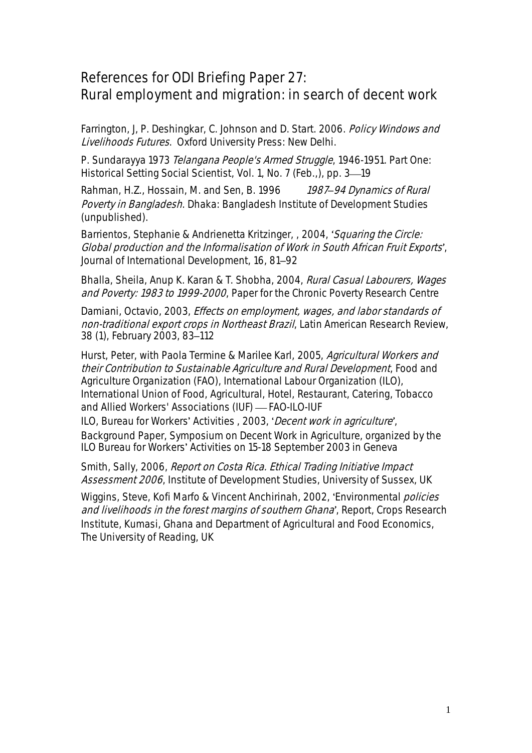# References for ODI Briefing Paper 27: Rural employment and migration: in search of decent work

Farrington, J, P. Deshingkar, C. Johnson and D. Start. 2006. *Policy Windows and Livelihoods Futures*. Oxford University Press: New Delhi.

P. Sundarayya 1973 *Telangana People's Armed Struggle*, 1946-1951. Part One: Historical Setting Social Scientist, Vol. 1, No. 7 (Feb.,), pp. 3—19

Rahman, H.Z., Hossain, M. and Sen, B. 1996 *1987–94 Dynamics of Rural Poverty in Bangladesh*. Dhaka: Bangladesh Institute of Development Studies (unpublished).

Barrientos, Stephanie & Andrienetta Kritzinger, , 2004, '*Squaring the Circle: Global production and the Informalisation of Work in South African Fruit Exports*', Journal of International Development, 16, 81–92

Bhalla, Sheila, Anup K. Karan & T. Shobha, 2004, *Rural Casual Labourers, Wages and Poverty: 1983 to 1999-2000*, Paper for the Chronic Poverty Research Centre

Damiani, Octavio, 2003, *Effects on employment, wages, and labor standards of non-traditional export crops in Northeast Brazil*, Latin American Research Review, 38 (1), February 2003, 83–112

Hurst, Peter, with Paola Termine & Marilee Karl, 2005, *Agricultural Workers and their Contribution to Sustainable Agriculture and Rural Development*, Food and Agriculture Organization (FAO), International Labour Organization (ILO), International Union of Food, Agricultural, Hotel, Restaurant, Catering, Tobacco and Allied Workers' Associations (IUF) — FAO-ILO-IUF

ILO, Bureau for Workers' Activities , 2003, '*Decent work in agriculture*', Background Paper, Symposium on Decent Work in Agriculture, organized by the ILO Bureau for Workers' Activities on 15-18 September 2003 in Geneva

Smith, Sally, 2006, *Report on Costa Rica. Ethical Trading Initiative Impact Assessment 2006*, Institute of Development Studies, University of Sussex, UK

Wiggins, Steve, Kofi Marfo & Vincent Anchirinah, 2002, 'Environmental *policies and livelihoods in the forest margins of southern Ghana*', Report, Crops Research Institute, Kumasi, Ghana and Department of Agricultural and Food Economics, The University of Reading, UK